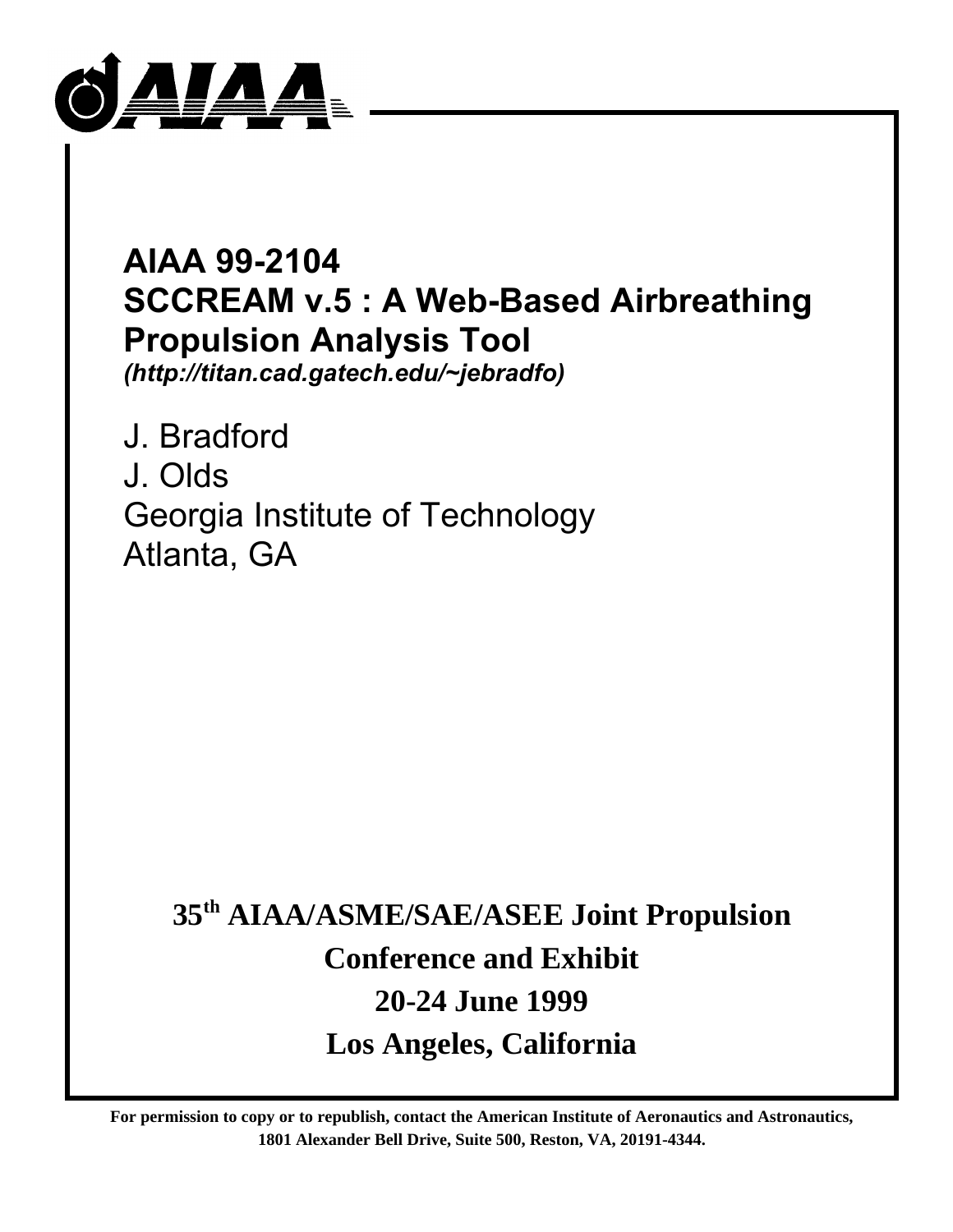# AIAA 99-2104
# SCCREAM v.5 : A Web-Based Airbreathing Propulsion Analysis Tool

***(http://titan.cad.gatech.edu/~jebradfo)***

J. Bradford
J. Olds
Georgia Institute of Technology
Atlanta, GA

**35th AIAA/ASME/SAE/ASEE Joint Propulsion Conference and Exhibit**

**20-24 June 1999**

**Los Angeles, California**

**For permission to copy or to republish, contact the American Institute of Aeronautics and Astronautics, 1801 Alexander Bell Drive, Suite 500, Reston, VA, 20191-4344.**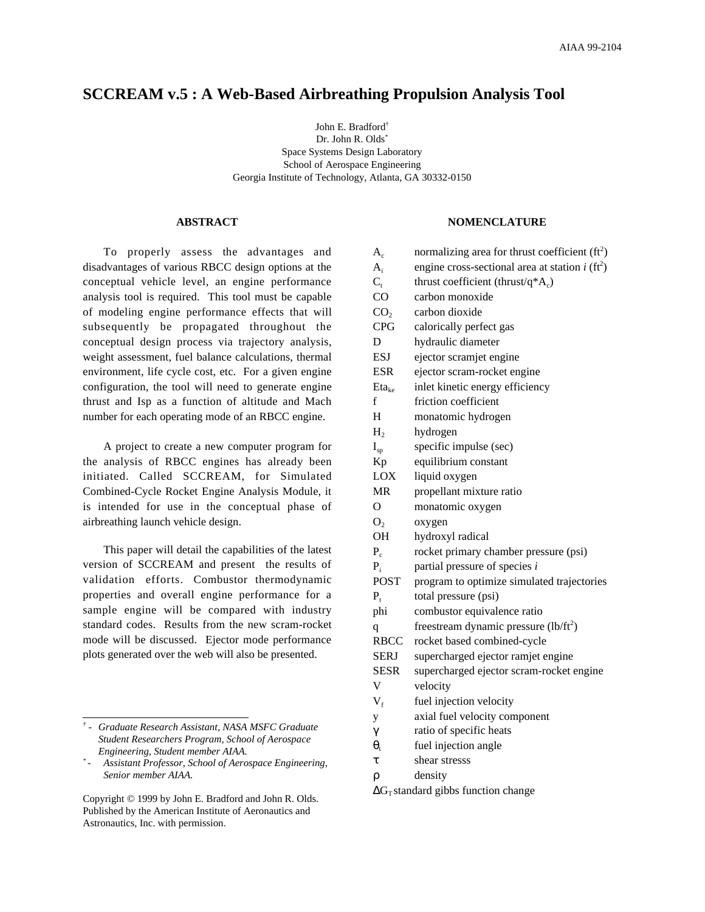# SCCREAM v.5 : A Web-Based Airbreathing Propulsion Analysis Tool

John E. Bradford[†]
Dr. John R. Olds[*]
Space Systems Design Laboratory
School of Aerospace Engineering
Georgia Institute of Technology, Atlanta, GA 30332-0150

## ABSTRACT

To properly assess the advantages and disadvantages of various RBCC design options at the conceptual vehicle level, an engine performance analysis tool is required. This tool must be capable of modeling engine performance effects that will subsequently be propagated throughout the conceptual design process via trajectory analysis, weight assessment, fuel balance calculations, thermal environment, life cycle cost, etc. For a given engine configuration, the tool will need to generate engine thrust and Isp as a function of altitude and Mach number for each operating mode of an RBCC engine.

A project to create a new computer program for the analysis of RBCC engines has already been initiated. Called SCCREAM, for Simulated Combined-Cycle Rocket Engine Analysis Module, it is intended for use in the conceptual phase of airbreathing launch vehicle design.

This paper will detail the capabilities of the latest version of SCCREAM and present the results of validation efforts. Combustor thermodynamic properties and overall engine performance for a sample engine will be compared with industry standard codes. Results from the new scram-rocket mode will be discussed. Ejector mode performance plots generated over the web will also be presented.

[†] - *Graduate Research Assistant, NASA MSFC Graduate Student Researchers Program, School of Aerospace Engineering, Student member AIAA.*

[*] - *Assistant Professor, School of Aerospace Engineering, Senior member AIAA.*

Copyright © 1999 by John E. Bradford and John R. Olds. Published by the American Institute of Aeronautics and Astronautics, Inc. with permission.

## NOMENCLATURE

| | |
|---|---|
| $A_c$ | normalizing area for thrust coefficient ($ft^2$) |
| $A_i$ | engine cross-sectional area at station *i* ($ft^2$) |
| $C_t$ | thrust coefficient (thrust/q*$A_c$) |
| CO | carbon monoxide |
| $CO_2$ | carbon dioxide |
| CPG | calorically perfect gas |
| D | hydraulic diameter |
| ESJ | ejector scramjet engine |
| ESR | ejector scram-rocket engine |
| $Eta_{ke}$ | inlet kinetic energy efficiency |
| f | friction coefficient |
| H | monatomic hydrogen |
| $H_2$ | hydrogen |
| $I_{sp}$ | specific impulse (sec) |
| Kp | equilibrium constant |
| LOX | liquid oxygen |
| MR | propellant mixture ratio |
| O | monatomic oxygen |
| $O_2$ | oxygen |
| OH | hydroxyl radical |
| $P_c$ | rocket primary chamber pressure (psi) |
| $P_i$ | partial pressure of species *i* |
| POST | program to optimize simulated trajectories |
| $P_t$ | total pressure (psi) |
| phi | combustor equivalence ratio |
| q | freestream dynamic pressure ($lb/ft^2$) |
| RBCC | rocket based combined-cycle |
| SERJ | supercharged ejector ramjet engine |
| SESR | supercharged ejector scram-rocket engine |
| V | velocity |
| $V_f$ | fuel injection velocity |
| y | axial fuel velocity component |
| $\gamma$ | ratio of specific heats |
| $\theta_i$ | fuel injection angle |
| $\tau$ | shear stresss |
| $\rho$ | density |
| $\Delta G_T$ | standard gibbs function change |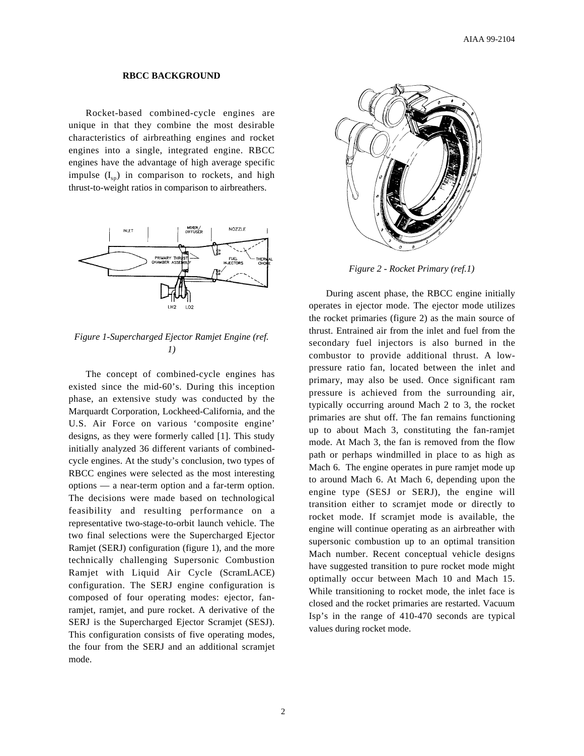## RBCC BACKGROUND

Rocket-based combined-cycle engines are unique in that they combine the most desirable characteristics of airbreathing engines and rocket engines into a single, integrated engine. RBCC engines have the advantage of high average specific impulse ($I_{sp}$) in comparison to rockets, and high thrust-to-weight ratios in comparison to airbreathers.

INLET
MIXER/
DIFFUSER
NOZZLE
PRIMARY THRUST
CHAMBER ASSEMBLY
FUEL
INJECTORS
THERMAL
CHOKE
LH2
LO2

*Figure 1-Supercharged Ejector Ramjet Engine (ref. 1)*

The concept of combined-cycle engines has existed since the mid-60's. During this inception phase, an extensive study was conducted by the Marquardt Corporation, Lockheed-California, and the U.S. Air Force on various 'composite engine' designs, as they were formerly called [1]. This study initially analyzed 36 different variants of combined-cycle engines. At the study's conclusion, two types of RBCC engines were selected as the most interesting options — a near-term option and a far-term option. The decisions were made based on technological feasibility and resulting performance on a representative two-stage-to-orbit launch vehicle. The two final selections were the Supercharged Ejector Ramjet (SERJ) configuration (figure 1), and the more technically challenging Supersonic Combustion Ramjet with Liquid Air Cycle (ScramLACE) configuration. The SERJ engine configuration is composed of four operating modes: ejector, fan-ramjet, ramjet, and pure rocket. A derivative of the SERJ is the Supercharged Ejector Scramjet (SESJ). This configuration consists of five operating modes, the four from the SERJ and an additional scramjet mode.

*Figure 2 - Rocket Primary (ref.1)*

During ascent phase, the RBCC engine initially operates in ejector mode. The ejector mode utilizes the rocket primaries (figure 2) as the main source of thrust. Entrained air from the inlet and fuel from the secondary fuel injectors is also burned in the combustor to provide additional thrust. A low-pressure ratio fan, located between the inlet and primary, may also be used. Once significant ram pressure is achieved from the surrounding air, typically occurring around Mach 2 to 3, the rocket primaries are shut off. The fan remains functioning up to about Mach 3, constituting the fan-ramjet mode. At Mach 3, the fan is removed from the flow path or perhaps windmilled in place to as high as Mach 6. The engine operates in pure ramjet mode up to around Mach 6. At Mach 6, depending upon the engine type (SESJ or SERJ), the engine will transition either to scramjet mode or directly to rocket mode. If scramjet mode is available, the engine will continue operating as an airbreather with supersonic combustion up to an optimal transition Mach number. Recent conceptual vehicle designs have suggested transition to pure rocket mode might optimally occur between Mach 10 and Mach 15. While transitioning to rocket mode, the inlet face is closed and the rocket primaries are restarted. Vacuum Isp's in the range of 410-470 seconds are typical values during rocket mode.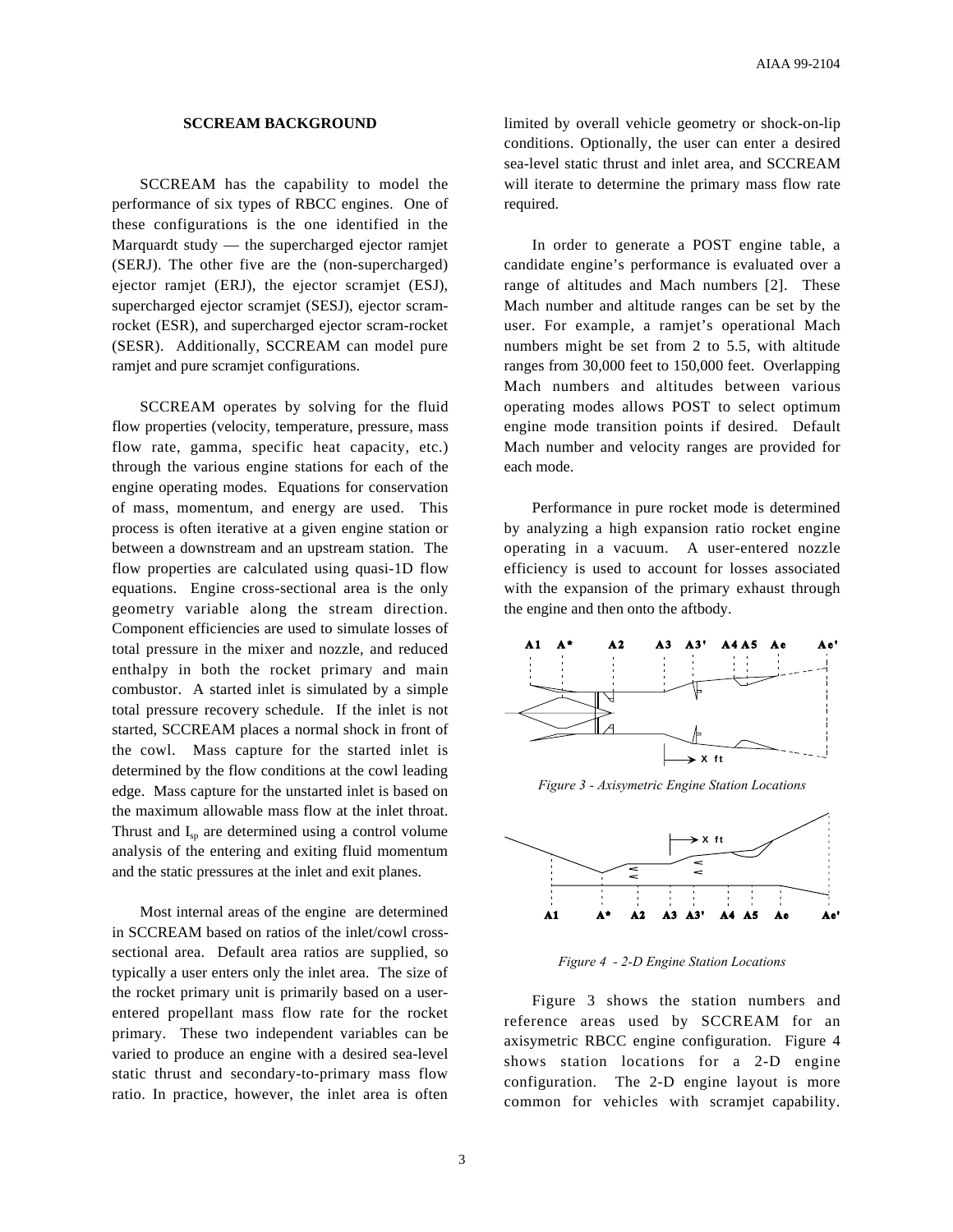## SCCREAM BACKGROUND

SCCREAM has the capability to model the performance of six types of RBCC engines. One of these configurations is the one identified in the Marquardt study — the supercharged ejector ramjet (SERJ). The other five are the (non-supercharged) ejector ramjet (ERJ), the ejector scramjet (ESJ), supercharged ejector scramjet (SESJ), ejector scram-rocket (ESR), and supercharged ejector scram-rocket (SESR). Additionally, SCCREAM can model pure ramjet and pure scramjet configurations.

SCCREAM operates by solving for the fluid flow properties (velocity, temperature, pressure, mass flow rate, gamma, specific heat capacity, etc.) through the various engine stations for each of the engine operating modes. Equations for conservation of mass, momentum, and energy are used. This process is often iterative at a given engine station or between a downstream and an upstream station. The flow properties are calculated using quasi-1D flow equations. Engine cross-sectional area is the only geometry variable along the stream direction. Component efficiencies are used to simulate losses of total pressure in the mixer and nozzle, and reduced enthalpy in both the rocket primary and main combustor. A started inlet is simulated by a simple total pressure recovery schedule. If the inlet is not started, SCCREAM places a normal shock in front of the cowl. Mass capture for the started inlet is determined by the flow conditions at the cowl leading edge. Mass capture for the unstarted inlet is based on the maximum allowable mass flow at the inlet throat. Thrust and $I_{sp}$ are determined using a control volume analysis of the entering and exiting fluid momentum and the static pressures at the inlet and exit planes.

Most internal areas of the engine are determined in SCCREAM based on ratios of the inlet/cowl cross-sectional area. Default area ratios are supplied, so typically a user enters only the inlet area. The size of the rocket primary unit is primarily based on a user-entered propellant mass flow rate for the rocket primary. These two independent variables can be varied to produce an engine with a desired sea-level static thrust and secondary-to-primary mass flow ratio. In practice, however, the inlet area is often limited by overall vehicle geometry or shock-on-lip conditions. Optionally, the user can enter a desired sea-level static thrust and inlet area, and SCCREAM will iterate to determine the primary mass flow rate required.

In order to generate a POST engine table, a candidate engine's performance is evaluated over a range of altitudes and Mach numbers [2]. These Mach number and altitude ranges can be set by the user. For example, a ramjet's operational Mach numbers might be set from 2 to 5.5, with altitude ranges from 30,000 feet to 150,000 feet. Overlapping Mach numbers and altitudes between various operating modes allows POST to select optimum engine mode transition points if desired. Default Mach number and velocity ranges are provided for each mode.

Performance in pure rocket mode is determined by analyzing a high expansion ratio rocket engine operating in a vacuum. A user-entered nozzle efficiency is used to account for losses associated with the expansion of the primary exhaust through the engine and then onto the aftbody.

A1 A* A2 A3 A3' A4 A5 Ae Ae'

X ft

*Figure 3 - Axisymetric Engine Station Locations*

X ft

A1 A* A2 A3 A3' A4 A5 Ae Ae'

*Figure 4 - 2-D Engine Station Locations*

Figure 3 shows the station numbers and reference areas used by SCCREAM for an axisymetric RBCC engine configuration. Figure 4 shows station locations for a 2-D engine configuration. The 2-D engine layout is more common for vehicles with scramjet capability.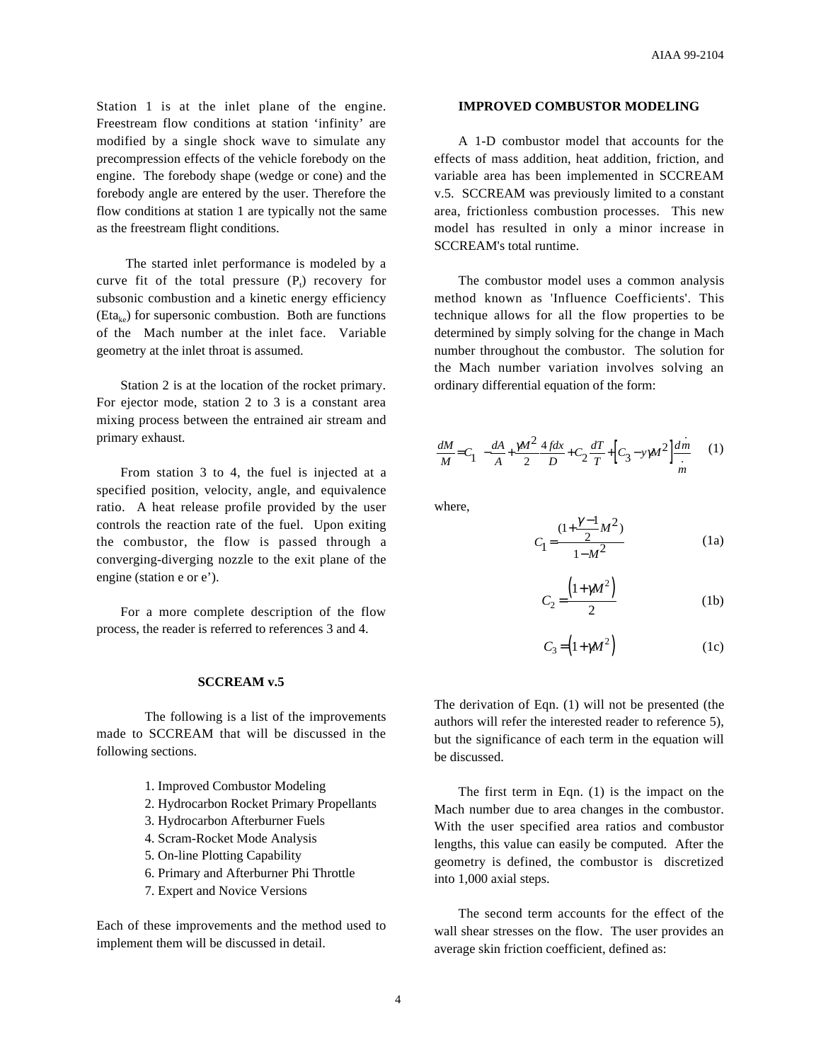Station 1 is at the inlet plane of the engine. Freestream flow conditions at station 'infinity' are modified by a single shock wave to simulate any precompression effects of the vehicle forebody on the engine. The forebody shape (wedge or cone) and the forebody angle are entered by the user. Therefore the flow conditions at station 1 are typically not the same as the freestream flight conditions.

The started inlet performance is modeled by a curve fit of the total pressure ($P_t$) recovery for subsonic combustion and a kinetic energy efficiency ($Eta_{ke}$) for supersonic combustion. Both are functions of the Mach number at the inlet face. Variable geometry at the inlet throat is assumed.

Station 2 is at the location of the rocket primary. For ejector mode, station 2 to 3 is a constant area mixing process between the entrained air stream and primary exhaust.

From station 3 to 4, the fuel is injected at a specified position, velocity, angle, and equivalence ratio. A heat release profile provided by the user controls the reaction rate of the fuel. Upon exiting the combustor, the flow is passed through a converging-diverging nozzle to the exit plane of the engine (station e or e').

For a more complete description of the flow process, the reader is referred to references 3 and 4.

## SCCREAM v.5

The following is a list of the improvements made to SCCREAM that will be discussed in the following sections.

1. Improved Combustor Modeling
2. Hydrocarbon Rocket Primary Propellants
3. Hydrocarbon Afterburner Fuels
4. Scram-Rocket Mode Analysis
5. On-line Plotting Capability
6. Primary and Afterburner Phi Throttle
7. Expert and Novice Versions

Each of these improvements and the method used to implement them will be discussed in detail.

## IMPROVED COMBUSTOR MODELING

A 1-D combustor model that accounts for the effects of mass addition, heat addition, friction, and variable area has been implemented in SCCREAM v.5. SCCREAM was previously limited to a constant area, frictionless combustion processes. This new model has resulted in only a minor increase in SCCREAM's total runtime.

The combustor model uses a common analysis method known as 'Influence Coefficients'. This technique allows for all the flow properties to be determined by simply solving for the change in Mach number throughout the combustor. The solution for the Mach number variation involves solving an ordinary differential equation of the form:

$$\frac{dM}{M} = C_1\left[-\frac{dA}{A} + \frac{\gamma M^2}{2}\frac{4fdx}{D} + C_2\frac{dT}{T} + \left[C_3 - y\gamma M^2\right]\frac{d\dot{m}}{\dot{m}}\right] \quad (1)$$

where,

$$C_1 = \frac{\left(1 + \frac{\gamma - 1}{2}M^2\right)}{1 - M^2} \quad (1a)$$

$$C_2 = \frac{\left(1 + \gamma M^2\right)}{2} \quad (1b)$$

$$C_3 = \left(1 + \gamma M^2\right) \quad (1c)$$

The derivation of Eqn. (1) will not be presented (the authors will refer the interested reader to reference 5), but the significance of each term in the equation will be discussed.

The first term in Eqn. (1) is the impact on the Mach number due to area changes in the combustor. With the user specified area ratios and combustor lengths, this value can easily be computed. After the geometry is defined, the combustor is discretized into 1,000 axial steps.

The second term accounts for the effect of the wall shear stresses on the flow. The user provides an average skin friction coefficient, defined as: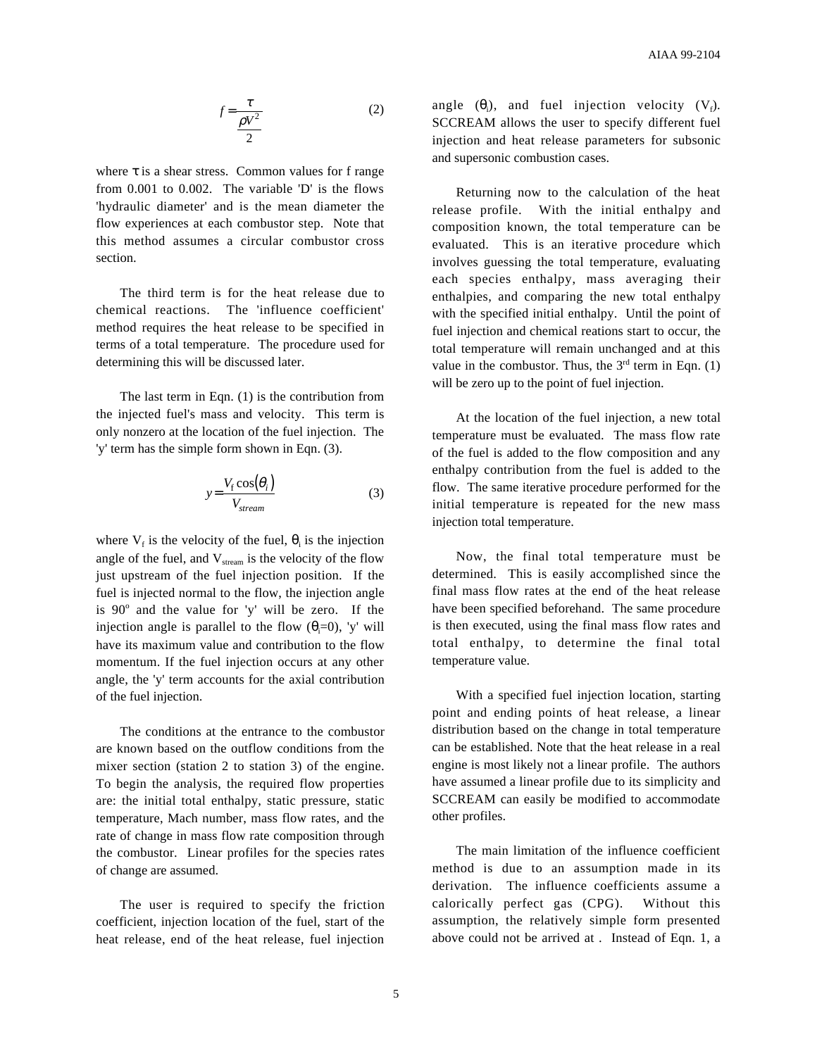$$f = \frac{\tau}{\frac{\rho V^2}{2}} \qquad (2)$$

where $\tau$ is a shear stress. Common values for f range from 0.001 to 0.002. The variable 'D' is the flows 'hydraulic diameter' and is the mean diameter the flow experiences at each combustor step. Note that this method assumes a circular combustor cross section.

The third term is for the heat release due to chemical reactions. The 'influence coefficient' method requires the heat release to be specified in terms of a total temperature. The procedure used for determining this will be discussed later.

The last term in Eqn. (1) is the contribution from the injected fuel's mass and velocity. This term is only nonzero at the location of the fuel injection. The 'y' term has the simple form shown in Eqn. (3).

$$y = \frac{V_f \cos(\theta_i)}{V_{stream}} \qquad (3)$$

where $V_f$ is the velocity of the fuel, $\theta_i$ is the injection angle of the fuel, and $V_{stream}$ is the velocity of the flow just upstream of the fuel injection position. If the fuel is injected normal to the flow, the injection angle is $90^o$ and the value for 'y' will be zero. If the injection angle is parallel to the flow ($\theta_i$=0), 'y' will have its maximum value and contribution to the flow momentum. If the fuel injection occurs at any other angle, the 'y' term accounts for the axial contribution of the fuel injection.

The conditions at the entrance to the combustor are known based on the outflow conditions from the mixer section (station 2 to station 3) of the engine. To begin the analysis, the required flow properties are: the initial total enthalpy, static pressure, static temperature, Mach number, mass flow rates, and the rate of change in mass flow rate composition through the combustor. Linear profiles for the species rates of change are assumed.

The user is required to specify the friction coefficient, injection location of the fuel, start of the heat release, end of the heat release, fuel injection angle ($\theta_i$), and fuel injection velocity ($V_f$). SCCREAM allows the user to specify different fuel injection and heat release parameters for subsonic and supersonic combustion cases.

Returning now to the calculation of the heat release profile. With the initial enthalpy and composition known, the total temperature can be evaluated. This is an iterative procedure which involves guessing the total temperature, evaluating each species enthalpy, mass averaging their enthalpies, and comparing the new total enthalpy with the specified initial enthalpy. Until the point of fuel injection and chemical reations start to occur, the total temperature will remain unchanged and at this value in the combustor. Thus, the 3rd term in Eqn. (1) will be zero up to the point of fuel injection.

At the location of the fuel injection, a new total temperature must be evaluated. The mass flow rate of the fuel is added to the flow composition and any enthalpy contribution from the fuel is added to the flow. The same iterative procedure performed for the initial temperature is repeated for the new mass injection total temperature.

Now, the final total temperature must be determined. This is easily accomplished since the final mass flow rates at the end of the heat release have been specified beforehand. The same procedure is then executed, using the final mass flow rates and total enthalpy, to determine the final total temperature value.

With a specified fuel injection location, starting point and ending points of heat release, a linear distribution based on the change in total temperature can be established. Note that the heat release in a real engine is most likely not a linear profile. The authors have assumed a linear profile due to its simplicity and SCCREAM can easily be modified to accommodate other profiles.

The main limitation of the influence coefficient method is due to an assumption made in its derivation. The influence coefficients assume a calorically perfect gas (CPG). Without this assumption, the relatively simple form presented above could not be arrived at . Instead of Eqn. 1, a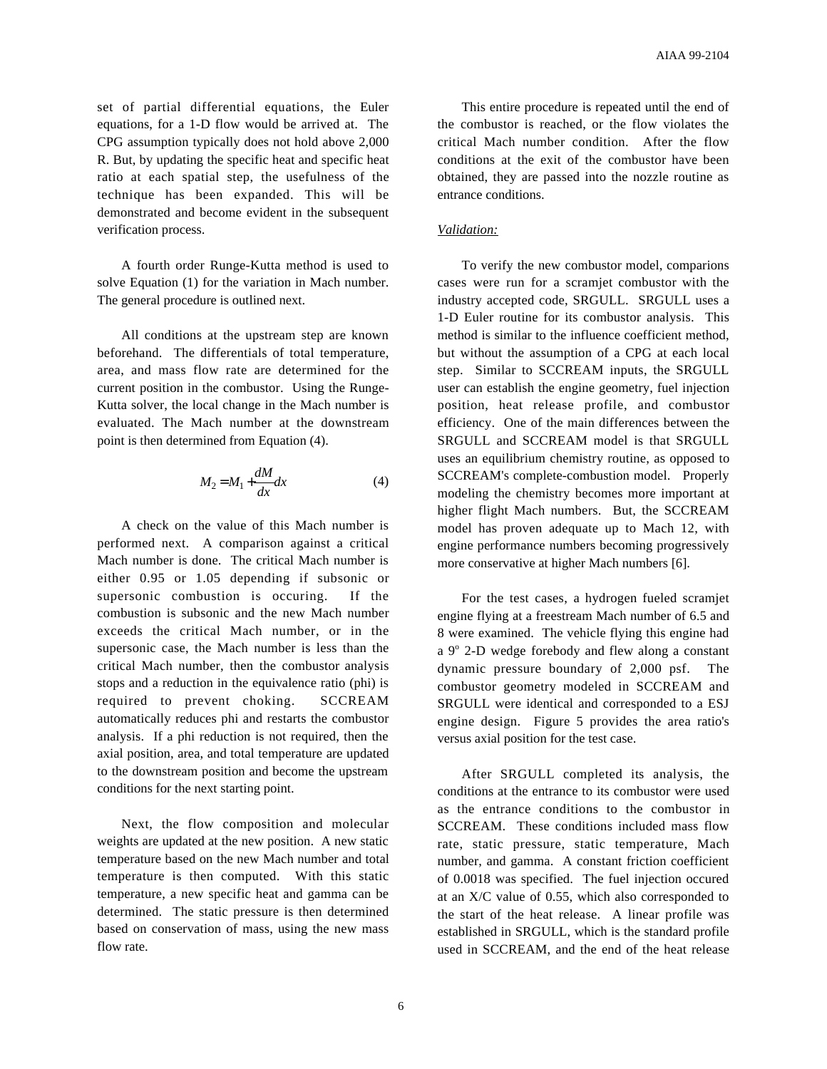set of partial differential equations, the Euler equations, for a 1-D flow would be arrived at. The CPG assumption typically does not hold above 2,000 R. But, by updating the specific heat and specific heat ratio at each spatial step, the usefulness of the technique has been expanded. This will be demonstrated and become evident in the subsequent verification process.

A fourth order Runge-Kutta method is used to solve Equation (1) for the variation in Mach number. The general procedure is outlined next.

All conditions at the upstream step are known beforehand. The differentials of total temperature, area, and mass flow rate are determined for the current position in the combustor. Using the Runge-Kutta solver, the local change in the Mach number is evaluated. The Mach number at the downstream point is then determined from Equation (4).

$$M_2 = M_1 + \frac{dM}{dx}dx \tag{4}$$

A check on the value of this Mach number is performed next. A comparison against a critical Mach number is done. The critical Mach number is either 0.95 or 1.05 depending if subsonic or supersonic combustion is occuring. If the combustion is subsonic and the new Mach number exceeds the critical Mach number, or in the supersonic case, the Mach number is less than the critical Mach number, then the combustor analysis stops and a reduction in the equivalence ratio (phi) is required to prevent choking. SCCREAM automatically reduces phi and restarts the combustor analysis. If a phi reduction is not required, then the axial position, area, and total temperature are updated to the downstream position and become the upstream conditions for the next starting point.

Next, the flow composition and molecular weights are updated at the new position. A new static temperature based on the new Mach number and total temperature is then computed. With this static temperature, a new specific heat and gamma can be determined. The static pressure is then determined based on conservation of mass, using the new mass flow rate.

This entire procedure is repeated until the end of the combustor is reached, or the flow violates the critical Mach number condition. After the flow conditions at the exit of the combustor have been obtained, they are passed into the nozzle routine as entrance conditions.

*Validation:*

To verify the new combustor model, comparions cases were run for a scramjet combustor with the industry accepted code, SRGULL. SRGULL uses a 1-D Euler routine for its combustor analysis. This method is similar to the influence coefficient method, but without the assumption of a CPG at each local step. Similar to SCCREAM inputs, the SRGULL user can establish the engine geometry, fuel injection position, heat release profile, and combustor efficiency. One of the main differences between the SRGULL and SCCREAM model is that SRGULL uses an equilibrium chemistry routine, as opposed to SCCREAM's complete-combustion model. Properly modeling the chemistry becomes more important at higher flight Mach numbers. But, the SCCREAM model has proven adequate up to Mach 12, with engine performance numbers becoming progressively more conservative at higher Mach numbers [6].

For the test cases, a hydrogen fueled scramjet engine flying at a freestream Mach number of 6.5 and 8 were examined. The vehicle flying this engine had a $9^{o}$ 2-D wedge forebody and flew along a constant dynamic pressure boundary of 2,000 psf. The combustor geometry modeled in SCCREAM and SRGULL were identical and corresponded to a ESJ engine design. Figure 5 provides the area ratio's versus axial position for the test case.

After SRGULL completed its analysis, the conditions at the entrance to its combustor were used as the entrance conditions to the combustor in SCCREAM. These conditions included mass flow rate, static pressure, static temperature, Mach number, and gamma. A constant friction coefficient of 0.0018 was specified. The fuel injection occured at an X/C value of 0.55, which also corresponded to the start of the heat release. A linear profile was established in SRGULL, which is the standard profile used in SCCREAM, and the end of the heat release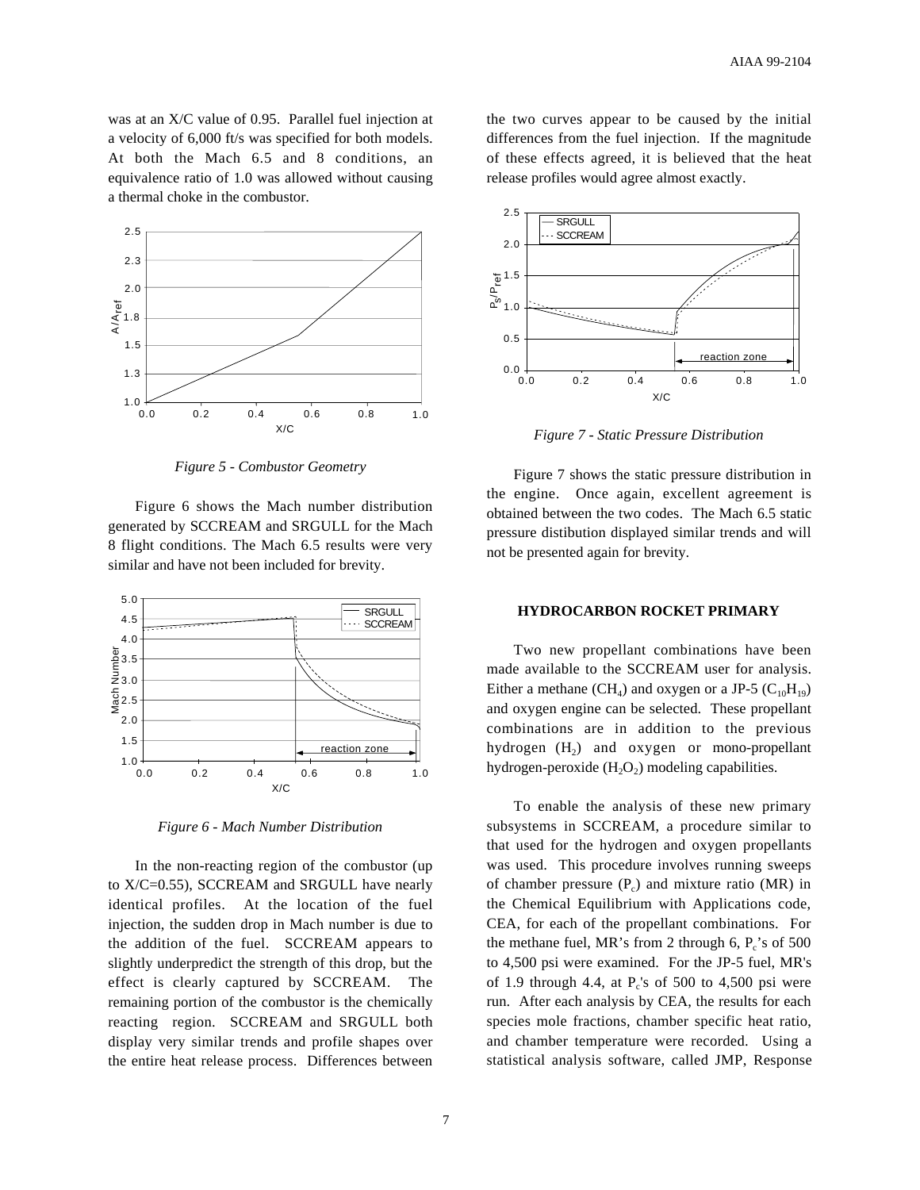was at an X/C value of 0.95. Parallel fuel injection at a velocity of 6,000 ft/s was specified for both models. At both the Mach 6.5 and 8 conditions, an equivalence ratio of 1.0 was allowed without causing a thermal choke in the combustor.

2.5
2.3
2.0
1.8
1.5
1.3
1.0
$A/A_{ref}$
0.0 0.2 0.4 0.6 0.8 1.0
X/C

*Figure 5 - Combustor Geometry*

Figure 6 shows the Mach number distribution generated by SCCREAM and SRGULL for the Mach 8 flight conditions. The Mach 6.5 results were very similar and have not been included for brevity.

5.0
4.5
4.0
3.5
3.0
2.5
2.0
1.5
1.0
Mach Number
SRGULL
SCCREAM
reaction zone
0.0 0.2 0.4 0.6 0.8 1.0
X/C

*Figure 6 - Mach Number Distribution*

In the non-reacting region of the combustor (up to X/C=0.55), SCCREAM and SRGULL have nearly identical profiles. At the location of the fuel injection, the sudden drop in Mach number is due to the addition of the fuel. SCCREAM appears to slightly underpredict the strength of this drop, but the effect is clearly captured by SCCREAM. The remaining portion of the combustor is the chemically reacting region. SCCREAM and SRGULL both display very similar trends and profile shapes over the entire heat release process. Differences between the two curves appear to be caused by the initial differences from the fuel injection. If the magnitude of these effects agreed, it is believed that the heat release profiles would agree almost exactly.

2.5
2.0
1.5
1.0
0.5
0.0
$P_s/P_{ref}$
SRGULL
SCCREAM
reaction zone
0.0 0.2 0.4 0.6 0.8 1.0
X/C

*Figure 7 - Static Pressure Distribution*

Figure 7 shows the static pressure distribution in the engine. Once again, excellent agreement is obtained between the two codes. The Mach 6.5 static pressure distibution displayed similar trends and will not be presented again for brevity.

## HYDROCARBON ROCKET PRIMARY

Two new propellant combinations have been made available to the SCCREAM user for analysis. Either a methane ($CH_4$) and oxygen or a JP-5 ($C_{10}H_{19}$) and oxygen engine can be selected. These propellant combinations are in addition to the previous hydrogen ($H_2$) and oxygen or mono-propellant hydrogen-peroxide ($H_2O_2$) modeling capabilities.

To enable the analysis of these new primary subsystems in SCCREAM, a procedure similar to that used for the hydrogen and oxygen propellants was used. This procedure involves running sweeps of chamber pressure ($P_c$) and mixture ratio (MR) in the Chemical Equilibrium with Applications code, CEA, for each of the propellant combinations. For the methane fuel, MR's from 2 through 6, $P_c$'s of 500 to 4,500 psi were examined. For the JP-5 fuel, MR's of 1.9 through 4.4, at $P_c$'s of 500 to 4,500 psi were run. After each analysis by CEA, the results for each species mole fractions, chamber specific heat ratio, and chamber temperature were recorded. Using a statistical analysis software, called JMP, Response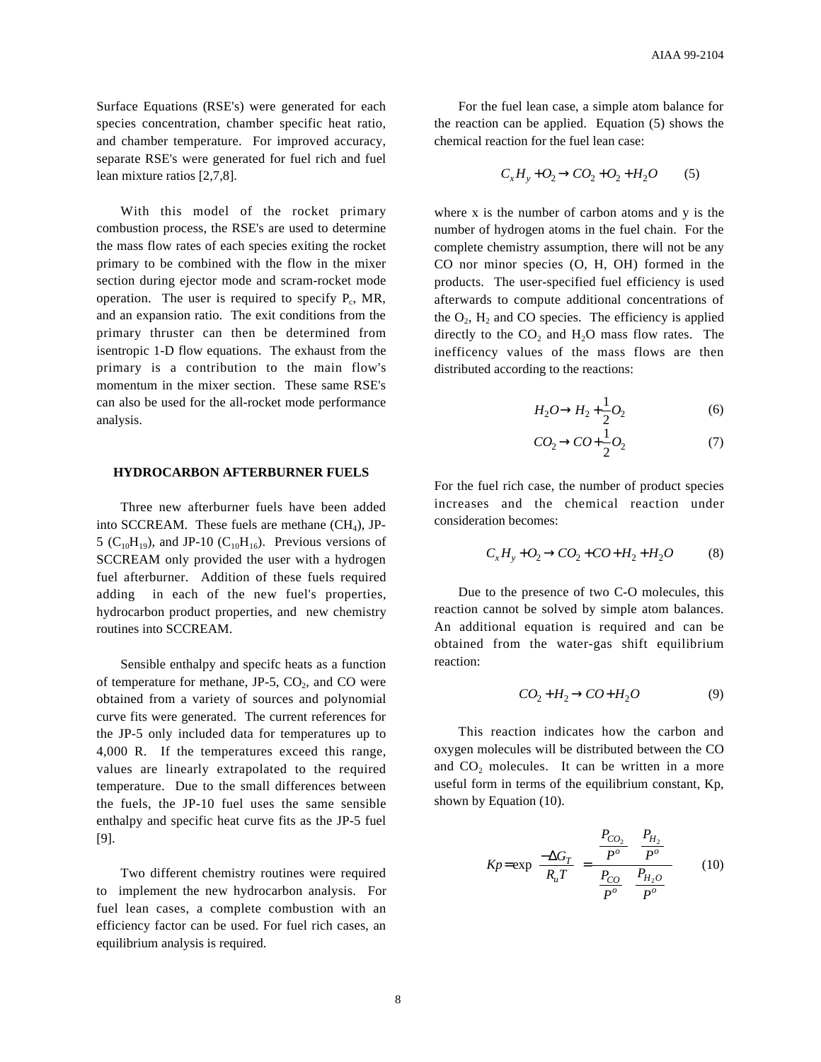Surface Equations (RSE's) were generated for each species concentration, chamber specific heat ratio, and chamber temperature. For improved accuracy, separate RSE's were generated for fuel rich and fuel lean mixture ratios [2,7,8].

With this model of the rocket primary combustion process, the RSE's are used to determine the mass flow rates of each species exiting the rocket primary to be combined with the flow in the mixer section during ejector mode and scram-rocket mode operation. The user is required to specify $P_c$, MR, and an expansion ratio. The exit conditions from the primary thruster can then be determined from isentropic 1-D flow equations. The exhaust from the primary is a contribution to the main flow's momentum in the mixer section. These same RSE's can also be used for the all-rocket mode performance analysis.

## HYDROCARBON AFTERBURNER FUELS

Three new afterburner fuels have been added into SCCREAM. These fuels are methane ($CH_4$), JP-5 ($C_{10}H_{19}$), and JP-10 ($C_{10}H_{16}$). Previous versions of SCCREAM only provided the user with a hydrogen fuel afterburner. Addition of these fuels required adding in each of the new fuel's properties, hydrocarbon product properties, and new chemistry routines into SCCREAM.

Sensible enthalpy and specifc heats as a function of temperature for methane, JP-5, $CO_2$, and CO were obtained from a variety of sources and polynomial curve fits were generated. The current references for the JP-5 only included data for temperatures up to 4,000 R. If the temperatures exceed this range, values are linearly extrapolated to the required temperature. Due to the small differences between the fuels, the JP-10 fuel uses the same sensible enthalpy and specific heat curve fits as the JP-5 fuel [9].

Two different chemistry routines were required to implement the new hydrocarbon analysis. For fuel lean cases, a complete combustion with an efficiency factor can be used. For fuel rich cases, an equilibrium analysis is required.

For the fuel lean case, a simple atom balance for the reaction can be applied. Equation (5) shows the chemical reaction for the fuel lean case:

$$C_xH_y + O_2 \rightarrow CO_2 + O_2 + H_2O \qquad (5)$$

where x is the number of carbon atoms and y is the number of hydrogen atoms in the fuel chain. For the complete chemistry assumption, there will not be any CO nor minor species (O, H, OH) formed in the products. The user-specified fuel efficiency is used afterwards to compute additional concentrations of the $O_2$, $H_2$ and CO species. The efficiency is applied directly to the $CO_2$ and $H_2O$ mass flow rates. The inefficency values of the mass flows are then distributed according to the reactions:

$$H_2O \rightarrow H_2 + \frac{1}{2}O_2 \qquad (6)$$

$$CO_2 \rightarrow CO + \frac{1}{2}O_2 \qquad (7)$$

For the fuel rich case, the number of product species increases and the chemical reaction under consideration becomes:

$$C_xH_y + O_2 \rightarrow CO_2 + CO + H_2 + H_2O \qquad (8)$$

Due to the presence of two C-O molecules, this reaction cannot be solved by simple atom balances. An additional equation is required and can be obtained from the water-gas shift equilibrium reaction:

$$CO_2 + H_2 \rightarrow CO + H_2O \qquad (9)$$

This reaction indicates how the carbon and oxygen molecules will be distributed between the CO and $CO_2$ molecules. It can be written in a more useful form in terms of the equilibrium constant, Kp, shown by Equation (10).

$$Kp = \exp\left(\frac{-\Delta G_T}{R_u T}\right) = \frac{\left(\frac{P_{CO_2}}{P^o}\right)\left(\frac{P_{H_2}}{P^o}\right)}{\left(\frac{P_{CO}}{P^o}\right)\left(\frac{P_{H_2O}}{P^o}\right)} \qquad (10)$$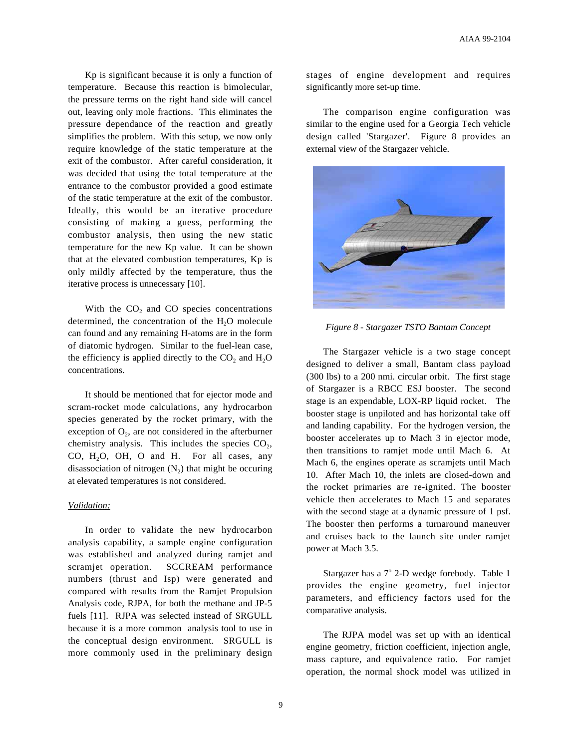Kp is significant because it is only a function of temperature. Because this reaction is bimolecular, the pressure terms on the right hand side will cancel out, leaving only mole fractions. This eliminates the pressure dependance of the reaction and greatly simplifies the problem. With this setup, we now only require knowledge of the static temperature at the exit of the combustor. After careful consideration, it was decided that using the total temperature at the entrance to the combustor provided a good estimate of the static temperature at the exit of the combustor. Ideally, this would be an iterative procedure consisting of making a guess, performing the combustor analysis, then using the new static temperature for the new Kp value. It can be shown that at the elevated combustion temperatures, Kp is only mildly affected by the temperature, thus the iterative process is unnecessary [10].

With the $CO_2$ and CO species concentrations determined, the concentration of the $H_2O$ molecule can found and any remaining H-atoms are in the form of diatomic hydrogen. Similar to the fuel-lean case, the efficiency is applied directly to the $CO_2$ and $H_2O$ concentrations.

It should be mentioned that for ejector mode and scram-rocket mode calculations, any hydrocarbon species generated by the rocket primary, with the exception of $O_2$, are not considered in the afterburner chemistry analysis. This includes the species $CO_2$, CO, $H_2O$, OH, O and H. For all cases, any disassociation of nitrogen ($N_2$) that might be occuring at elevated temperatures is not considered.

*Validation:*

In order to validate the new hydrocarbon analysis capability, a sample engine configuration was established and analyzed during ramjet and scramjet operation. SCCREAM performance numbers (thrust and Isp) were generated and compared with results from the Ramjet Propulsion Analysis code, RJPA, for both the methane and JP-5 fuels [11]. RJPA was selected instead of SRGULL because it is a more common analysis tool to use in the conceptual design environment. SRGULL is more commonly used in the preliminary design stages of engine development and requires significantly more set-up time.

The comparison engine configuration was similar to the engine used for a Georgia Tech vehicle design called 'Stargazer'. Figure 8 provides an external view of the Stargazer vehicle.

*Figure 8 - Stargazer TSTO Bantam Concept*

The Stargazer vehicle is a two stage concept designed to deliver a small, Bantam class payload (300 lbs) to a 200 nmi. circular orbit. The first stage of Stargazer is a RBCC ESJ booster. The second stage is an expendable, LOX-RP liquid rocket. The booster stage is unpiloted and has horizontal take off and landing capability. For the hydrogen version, the booster accelerates up to Mach 3 in ejector mode, then transitions to ramjet mode until Mach 6. At Mach 6, the engines operate as scramjets until Mach 10. After Mach 10, the inlets are closed-down and the rocket primaries are re-ignited. The booster vehicle then accelerates to Mach 15 and separates with the second stage at a dynamic pressure of 1 psf. The booster then performs a turnaround maneuver and cruises back to the launch site under ramjet power at Mach 3.5.

Stargazer has a $7^{o}$ 2-D wedge forebody. Table 1 provides the engine geometry, fuel injector parameters, and efficiency factors used for the comparative analysis.

The RJPA model was set up with an identical engine geometry, friction coefficient, injection angle, mass capture, and equivalence ratio. For ramjet operation, the normal shock model was utilized in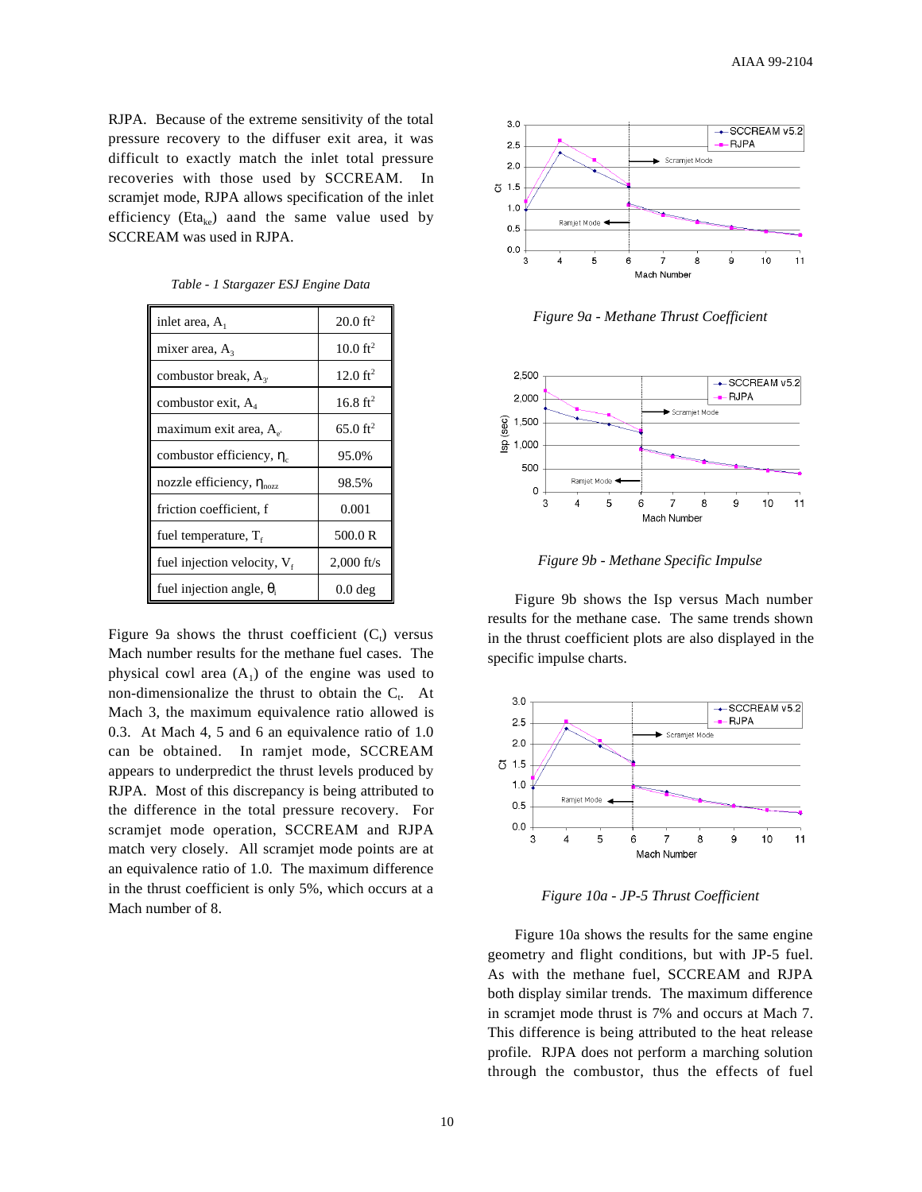RJPA. Because of the extreme sensitivity of the total pressure recovery to the diffuser exit area, it was difficult to exactly match the inlet total pressure recoveries with those used by SCCREAM. In scramjet mode, RJPA allows specification of the inlet efficiency ($Eta_{ke}$) aand the same value used by SCCREAM was used in RJPA.

*Table - 1 Stargazer ESJ Engine Data*

| | |
|---|---|
| inlet area, $A_1$ | 20.0 $ft^2$ |
| mixer area, $A_3$ | 10.0 $ft^2$ |
| combustor break, $A_{3'}$ | 12.0 $ft^2$ |
| combustor exit, $A_4$ | 16.8 $ft^2$ |
| maximum exit area, $A_{e'}$ | 65.0 $ft^2$ |
| combustor efficiency, $\eta_c$ | 95.0% |
| nozzle efficiency, $\eta_{nozz}$ | 98.5% |
| friction coefficient, f | 0.001 |
| fuel temperature, $T_f$ | 500.0 R |
| fuel injection velocity, $V_f$ | 2,000 ft/s |
| fuel injection angle, $\theta_i$ | 0.0 deg |

Figure 9a shows the thrust coefficient ($C_t$) versus Mach number results for the methane fuel cases. The physical cowl area ($A_1$) of the engine was used to non-dimensionalize the thrust to obtain the $C_t$. At Mach 3, the maximum equivalence ratio allowed is 0.3. At Mach 4, 5 and 6 an equivalence ratio of 1.0 can be obtained. In ramjet mode, SCCREAM appears to underpredict the thrust levels produced by RJPA. Most of this discrepancy is being attributed to the difference in the total pressure recovery. For scramjet mode operation, SCCREAM and RJPA match very closely. All scramjet mode points are at an equivalence ratio of 1.0. The maximum difference in the thrust coefficient is only 5%, which occurs at a Mach number of 8.

3.0
2.5
2.0
Ct 1.5
1.0
0.5
0.0
3 4 5 6 7 8 9 10 11
Mach Number
SCCREAM v5.2
RJPA
Scramjet Mode
Ramjet Mode

*Figure 9a - Methane Thrust Coefficient*

2,500
2,000
Isp (sec) 1,500
1,000
500
0
3 4 5 6 7 8 9 10 11
Mach Number
SCCREAM v5.2
RJPA
Scramjet Mode
Ramjet Mode

*Figure 9b - Methane Specific Impulse*

Figure 9b shows the Isp versus Mach number results for the methane case. The same trends shown in the thrust coefficient plots are also displayed in the specific impulse charts.

3.0
2.5
2.0
Ct 1.5
1.0
0.5
0.0
3 4 5 6 7 8 9 10 11
Mach Number
SCCREAM v5.2
RJPA
Scramjet Mode
Ramjet Mode

*Figure 10a - JP-5 Thrust Coefficient*

Figure 10a shows the results for the same engine geometry and flight conditions, but with JP-5 fuel. As with the methane fuel, SCCREAM and RJPA both display similar trends. The maximum difference in scramjet mode thrust is 7% and occurs at Mach 7. This difference is being attributed to the heat release profile. RJPA does not perform a marching solution through the combustor, thus the effects of fuel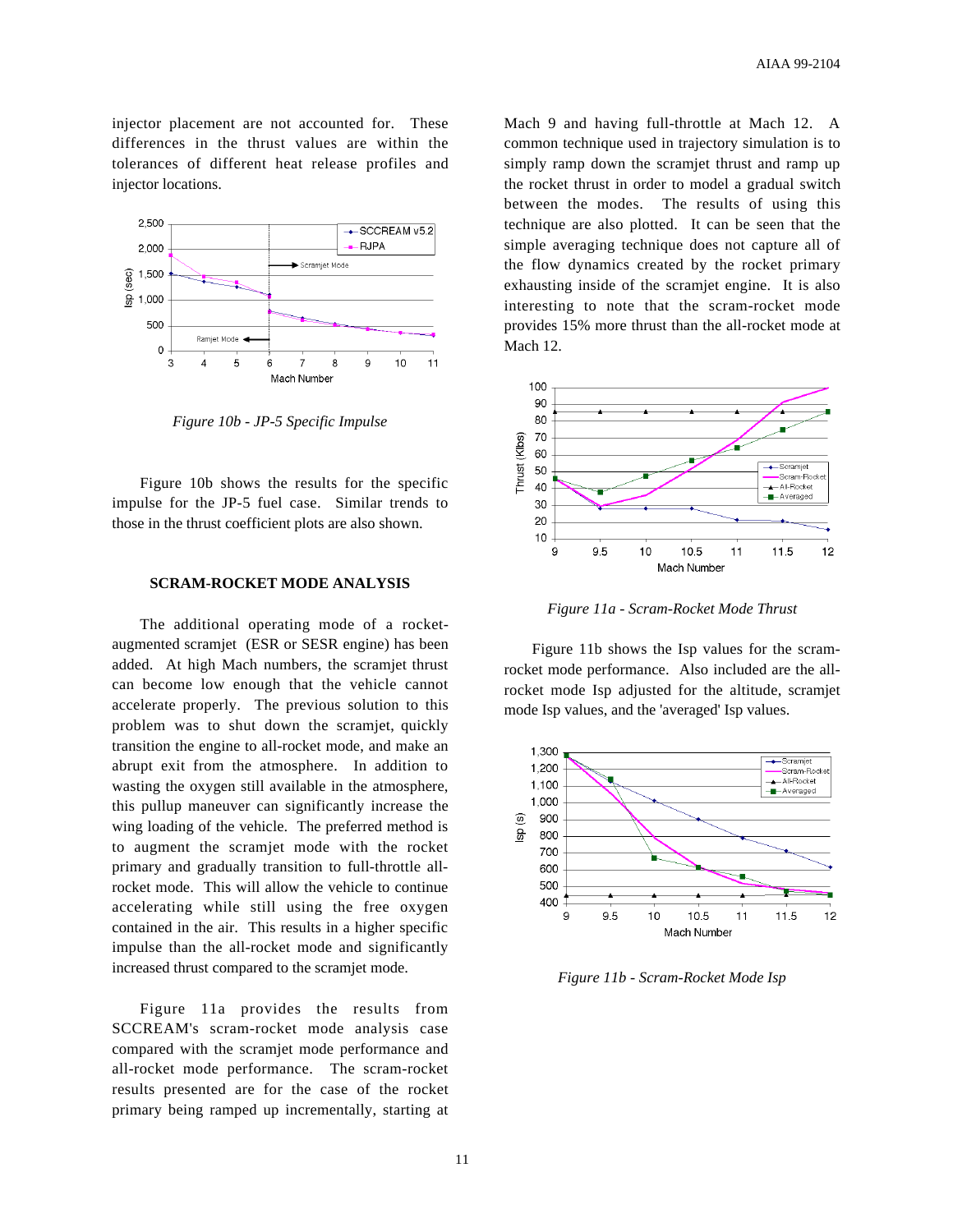injector placement are not accounted for. These differences in the thrust values are within the tolerances of different heat release profiles and injector locations.

*Figure 10b - JP-5 Specific Impulse*

Figure 10b shows the results for the specific impulse for the JP-5 fuel case. Similar trends to those in the thrust coefficient plots are also shown.

### SCRAM-ROCKET MODE ANALYSIS

The additional operating mode of a rocket-augmented scramjet (ESR or SESR engine) has been added. At high Mach numbers, the scramjet thrust can become low enough that the vehicle cannot accelerate properly. The previous solution to this problem was to shut down the scramjet, quickly transition the engine to all-rocket mode, and make an abrupt exit from the atmosphere. In addition to wasting the oxygen still available in the atmosphere, this pullup maneuver can significantly increase the wing loading of the vehicle. The preferred method is to augment the scramjet mode with the rocket primary and gradually transition to full-throttle all-rocket mode. This will allow the vehicle to continue accelerating while still using the free oxygen contained in the air. This results in a higher specific impulse than the all-rocket mode and significantly increased thrust compared to the scramjet mode.

Figure 11a provides the results from SCCREAM's scram-rocket mode analysis case compared with the scramjet mode performance and all-rocket mode performance. The scram-rocket results presented are for the case of the rocket primary being ramped up incrementally, starting at Mach 9 and having full-throttle at Mach 12. A common technique used in trajectory simulation is to simply ramp down the scramjet thrust and ramp up the rocket thrust in order to model a gradual switch between the modes. The results of using this technique are also plotted. It can be seen that the simple averaging technique does not capture all of the flow dynamics created by the rocket primary exhausting inside of the scramjet engine. It is also interesting to note that the scram-rocket mode provides 15% more thrust than the all-rocket mode at Mach 12.

*Figure 11a - Scram-Rocket Mode Thrust*

Figure 11b shows the Isp values for the scram-rocket mode performance. Also included are the all-rocket mode Isp adjusted for the altitude, scramjet mode Isp values, and the 'averaged' Isp values.

*Figure 11b - Scram-Rocket Mode Isp*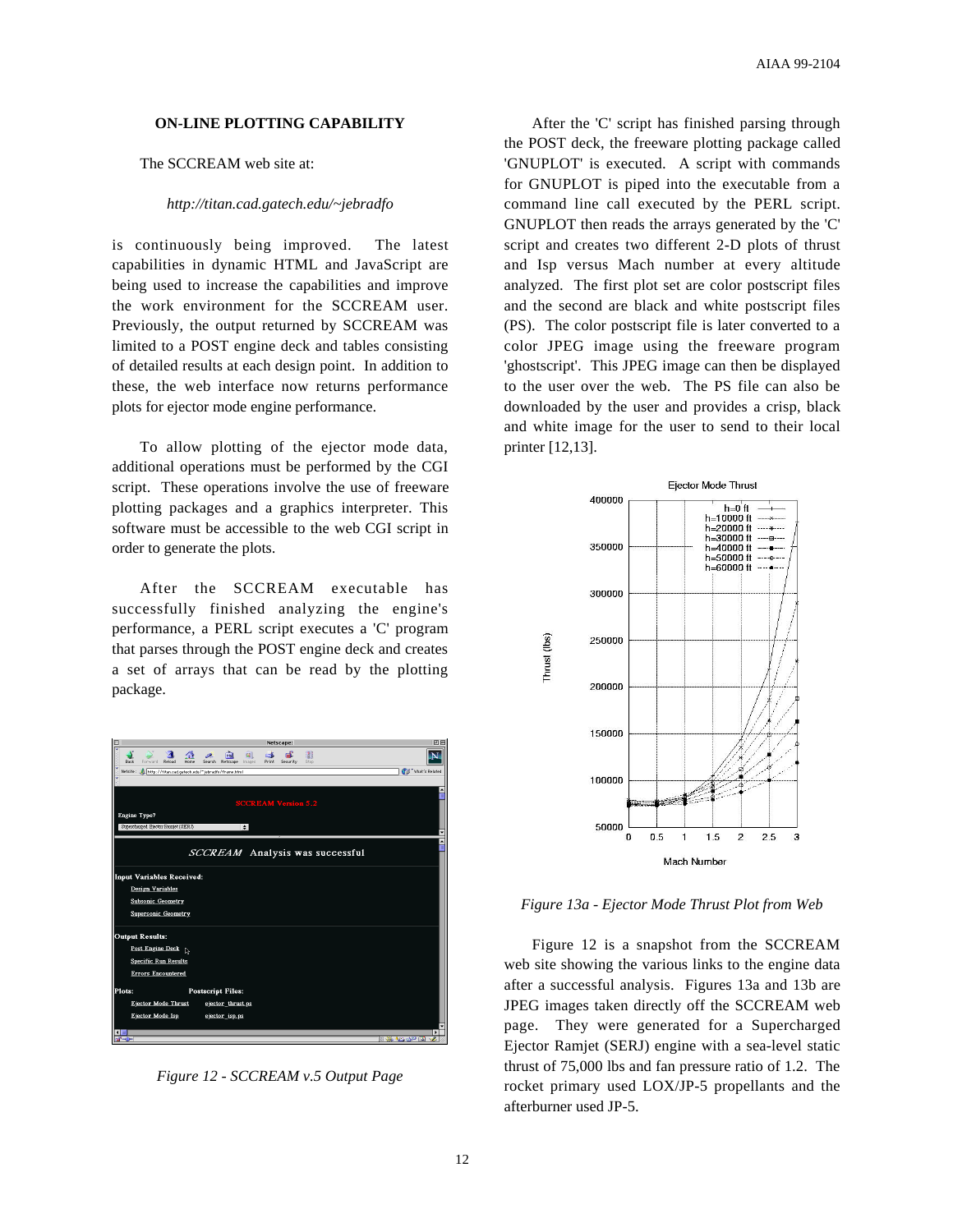## ON-LINE PLOTTING CAPABILITY

The SCCREAM web site at:

*http://titan.cad.gatech.edu/~jebradfo*

is continuously being improved. The latest capabilities in dynamic HTML and JavaScript are being used to increase the capabilities and improve the work environment for the SCCREAM user. Previously, the output returned by SCCREAM was limited to a POST engine deck and tables consisting of detailed results at each design point. In addition to these, the web interface now returns performance plots for ejector mode engine performance.

To allow plotting of the ejector mode data, additional operations must be performed by the CGI script. These operations involve the use of freeware plotting packages and a graphics interpreter. This software must be accessible to the web CGI script in order to generate the plots.

After the SCCREAM executable has successfully finished analyzing the engine's performance, a PERL script executes a 'C' program that parses through the POST engine deck and creates a set of arrays that can be read by the plotting package.

Netscape:

SCCREAM Version 5.2

Engine Type?

Supercharged Ejector Ramjet (SERJ)

*SCCREAM* Analysis was successful

Input Variables Received:

Design Variables

Subsonic Geometry

Supersonic Geometry

Output Results:

Post Engine Deck

Specific Run Results

Errors Encountered

Plots:

Ejector Mode Thrust

Ejector Mode Isp

Postscript Files:

ejector_thrust.ps

ejector_isp.ps

*Figure 12 - SCCREAM v.5 Output Page*

After the 'C' script has finished parsing through the POST deck, the freeware plotting package called 'GNUPLOT' is executed. A script with commands for GNUPLOT is piped into the executable from a command line call executed by the PERL script. GNUPLOT then reads the arrays generated by the 'C' script and creates two different 2-D plots of thrust and Isp versus Mach number at every altitude analyzed. The first plot set are color postscript files and the second are black and white postscript files (PS). The color postscript file is later converted to a color JPEG image using the freeware program 'ghostscript'. This JPEG image can then be displayed to the user over the web. The PS file can also be downloaded by the user and provides a crisp, black and white image for the user to send to their local printer [12,13].

Ejector Mode Thrust

Thrust (lbs)

400000
350000
300000
250000
200000
150000
100000
50000

0
0.5
1
1.5
2
2.5
3

Mach Number

h=0 ft
h=10000 ft
h=20000 ft
h=30000 ft
h=40000 ft
h=50000 ft
h=60000 ft

*Figure 13a - Ejector Mode Thrust Plot from Web*

Figure 12 is a snapshot from the SCCREAM web site showing the various links to the engine data after a successful analysis. Figures 13a and 13b are JPEG images taken directly off the SCCREAM web page. They were generated for a Supercharged Ejector Ramjet (SERJ) engine with a sea-level static thrust of 75,000 lbs and fan pressure ratio of 1.2. The rocket primary used LOX/JP-5 propellants and the afterburner used JP-5.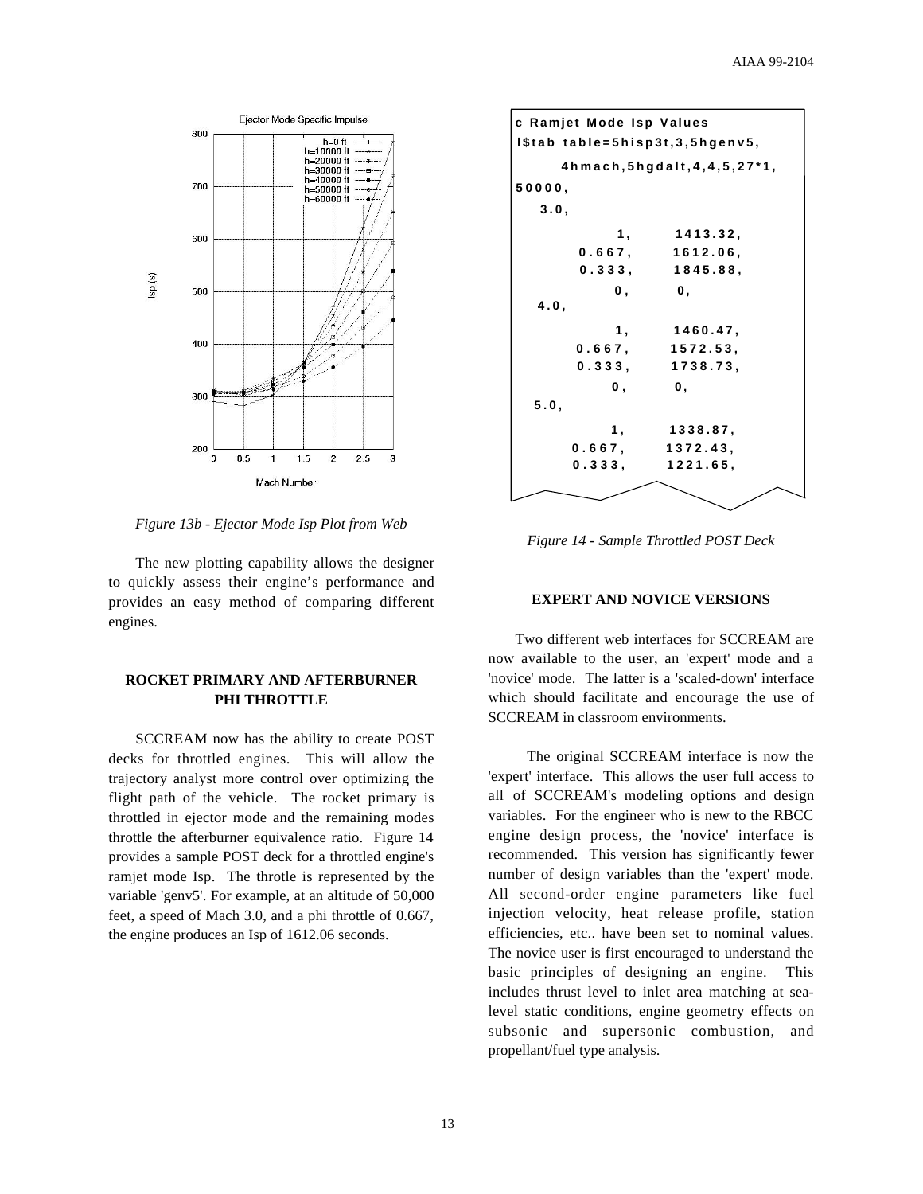Ejector Mode Specific Impulse

Isp (s)

Mach Number

h=0 ft
h=10000 ft
h=20000 ft
h=30000 ft
h=40000 ft
h=50000 ft
h=60000 ft

800
700
600
500
400
300
200

0 0.5 1 1.5 2 2.5 3

*Figure 13b - Ejector Mode Isp Plot from Web*

The new plotting capability allows the designer to quickly assess their engine's performance and provides an easy method of comparing different engines.

## ROCKET PRIMARY AND AFTERBURNER PHI THROTTLE

SCCREAM now has the ability to create POST decks for throttled engines. This will allow the trajectory analyst more control over optimizing the flight path of the vehicle. The rocket primary is throttled in ejector mode and the remaining modes throttle the afterburner equivalence ratio. Figure 14 provides a sample POST deck for a throttled engine's ramjet mode Isp. The throtle is represented by the variable 'genv5'. For example, at an altitude of 50,000 feet, a speed of Mach 3.0, and a phi throttle of 0.667, the engine produces an Isp of 1612.06 seconds.

```
c Ramjet Mode Isp Values
l$tab table=5hisp3t,3,5hgenv5,
     4hmach,5hgdalt,4,4,5,27*1,
50000,
  3.0,
          1,      1413.32,
      0.667,      1612.06,
      0.333,      1845.88,
          0,      0,
  4.0,
          1,      1460.47,
      0.667,      1572.53,
      0.333,      1738.73,
          0,      0,
  5.0,
          1,      1338.87,
      0.667,      1372.43,
      0.333,      1221.65,
```

*Figure 14 - Sample Throttled POST Deck*

## EXPERT AND NOVICE VERSIONS

Two different web interfaces for SCCREAM are now available to the user, an 'expert' mode and a 'novice' mode. The latter is a 'scaled-down' interface which should facilitate and encourage the use of SCCREAM in classroom environments.

The original SCCREAM interface is now the 'expert' interface. This allows the user full access to all of SCCREAM's modeling options and design variables. For the engineer who is new to the RBCC engine design process, the 'novice' interface is recommended. This version has significantly fewer number of design variables than the 'expert' mode. All second-order engine parameters like fuel injection velocity, heat release profile, station efficiencies, etc.. have been set to nominal values. The novice user is first encouraged to understand the basic principles of designing an engine. This includes thrust level to inlet area matching at sea-level static conditions, engine geometry effects on subsonic and supersonic combustion, and propellant/fuel type analysis.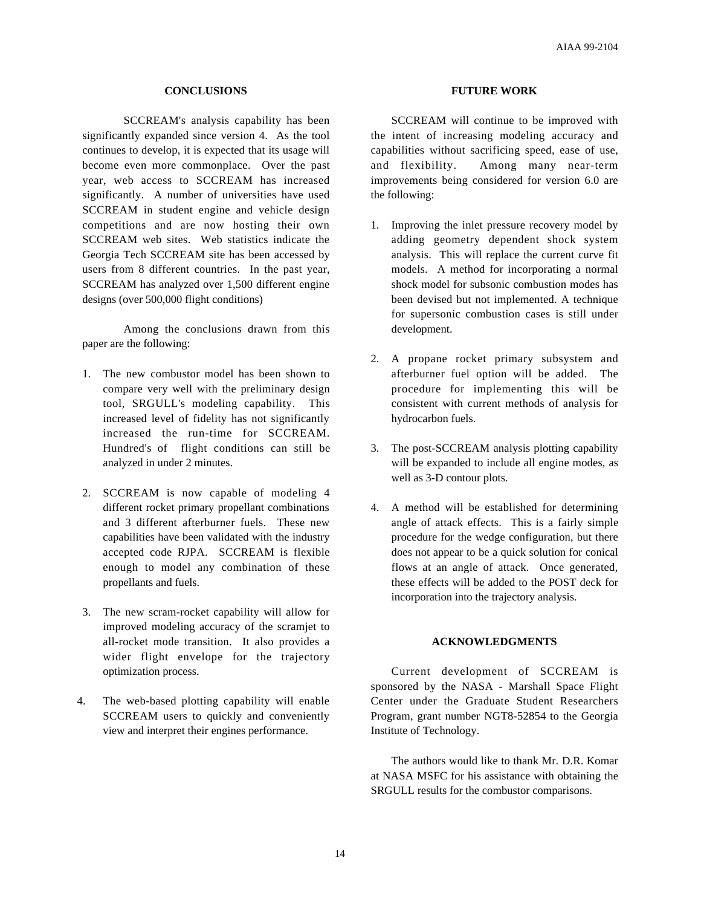## CONCLUSIONS

SCCREAM's analysis capability has been significantly expanded since version 4. As the tool continues to develop, it is expected that its usage will become even more commonplace. Over the past year, web access to SCCREAM has increased significantly. A number of universities have used SCCREAM in student engine and vehicle design competitions and are now hosting their own SCCREAM web sites. Web statistics indicate the Georgia Tech SCCREAM site has been accessed by users from 8 different countries. In the past year, SCCREAM has analyzed over 1,500 different engine designs (over 500,000 flight conditions)

Among the conclusions drawn from this paper are the following:

1. The new combustor model has been shown to compare very well with the preliminary design tool, SRGULL's modeling capability. This increased level of fidelity has not significantly increased the run-time for SCCREAM. Hundred's of flight conditions can still be analyzed in under 2 minutes.

2. SCCREAM is now capable of modeling 4 different rocket primary propellant combinations and 3 different afterburner fuels. These new capabilities have been validated with the industry accepted code RJPA. SCCREAM is flexible enough to model any combination of these propellants and fuels.

3. The new scram-rocket capability will allow for improved modeling accuracy of the scramjet to all-rocket mode transition. It also provides a wider flight envelope for the trajectory optimization process.

4. The web-based plotting capability will enable SCCREAM users to quickly and conveniently view and interpret their engines performance.

## FUTURE WORK

SCCREAM will continue to be improved with the intent of increasing modeling accuracy and capabilities without sacrificing speed, ease of use, and flexibility. Among many near-term improvements being considered for version 6.0 are the following:

1. Improving the inlet pressure recovery model by adding geometry dependent shock system analysis. This will replace the current curve fit models. A method for incorporating a normal shock model for subsonic combustion modes has been devised but not implemented. A technique for supersonic combustion cases is still under development.

2. A propane rocket primary subsystem and afterburner fuel option will be added. The procedure for implementing this will be consistent with current methods of analysis for hydrocarbon fuels.

3. The post-SCCREAM analysis plotting capability will be expanded to include all engine modes, as well as 3-D contour plots.

4. A method will be established for determining angle of attack effects. This is a fairly simple procedure for the wedge configuration, but there does not appear to be a quick solution for conical flows at an angle of attack. Once generated, these effects will be added to the POST deck for incorporation into the trajectory analysis.

## ACKNOWLEDGMENTS

Current development of SCCREAM is sponsored by the NASA - Marshall Space Flight Center under the Graduate Student Researchers Program, grant number NGT8-52854 to the Georgia Institute of Technology.

The authors would like to thank Mr. D.R. Komar at NASA MSFC for his assistance with obtaining the SRGULL results for the combustor comparisons.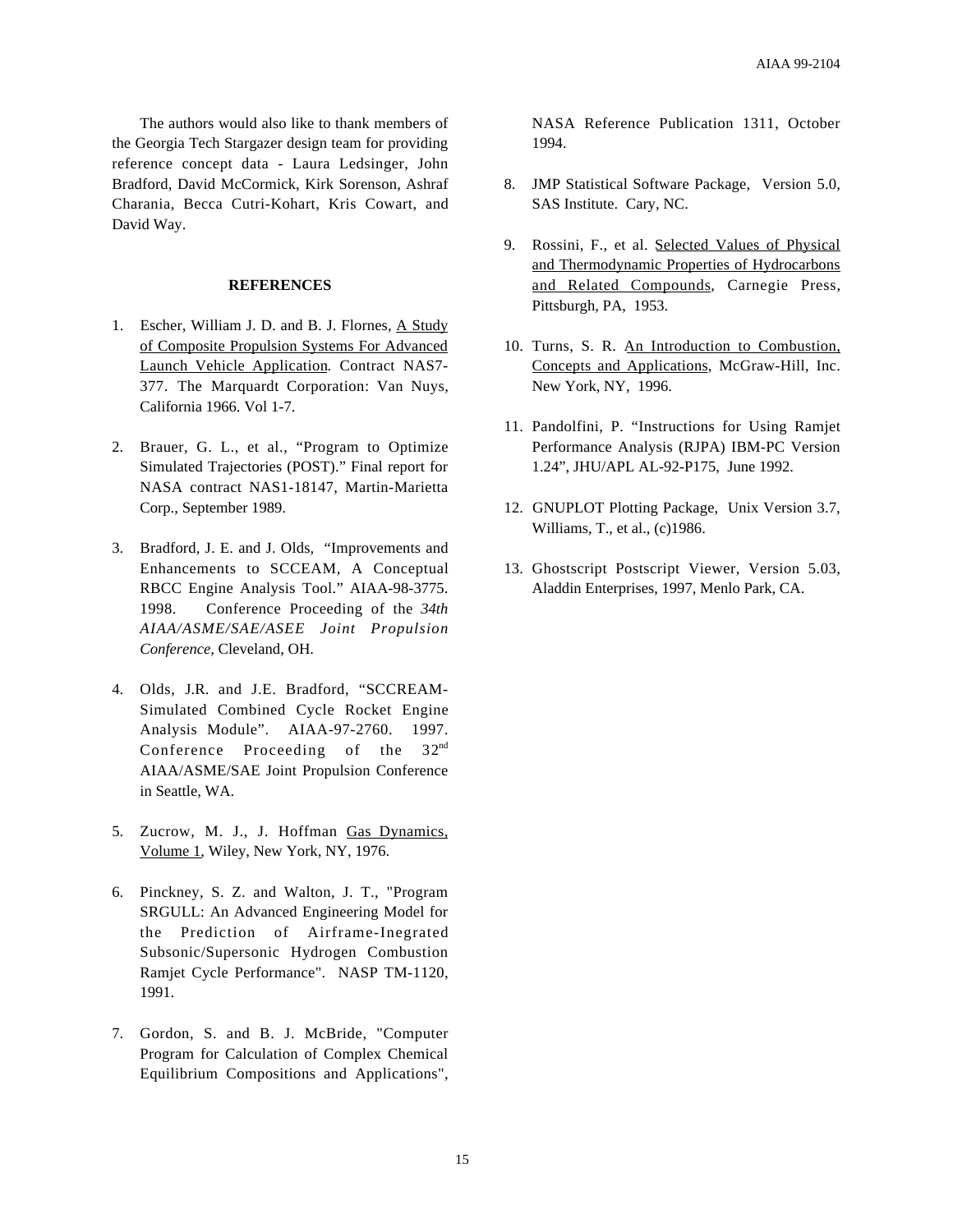The authors would also like to thank members of the Georgia Tech Stargazer design team for providing reference concept data - Laura Ledsinger, John Bradford, David McCormick, Kirk Sorenson, Ashraf Charania, Becca Cutri-Kohart, Kris Cowart, and David Way.

## REFERENCES

1. Escher, William J. D. and B. J. Flornes, A Study of Composite Propulsion Systems For Advanced Launch Vehicle Application. Contract NAS7-377. The Marquardt Corporation: Van Nuys, California 1966. Vol 1-7.

2. Brauer, G. L., et al., "Program to Optimize Simulated Trajectories (POST)." Final report for NASA contract NAS1-18147, Martin-Marietta Corp., September 1989.

3. Bradford, J. E. and J. Olds, "Improvements and Enhancements to SCCEAM, A Conceptual RBCC Engine Analysis Tool." AIAA-98-3775. 1998. Conference Proceeding of the *34th AIAA/ASME/SAE/ASEE Joint Propulsion Conference,* Cleveland, OH.

4. Olds, J.R. and J.E. Bradford, "SCCREAM-Simulated Combined Cycle Rocket Engine Analysis Module". AIAA-97-2760. 1997. Conference Proceeding of the 32nd AIAA/ASME/SAE Joint Propulsion Conference in Seattle, WA.

5. Zucrow, M. J., J. Hoffman Gas Dynamics, Volume 1, Wiley, New York, NY, 1976.

6. Pinckney, S. Z. and Walton, J. T., "Program SRGULL: An Advanced Engineering Model for the Prediction of Airframe-Inegrated Subsonic/Supersonic Hydrogen Combustion Ramjet Cycle Performance". NASP TM-1120, 1991.

7. Gordon, S. and B. J. McBride, "Computer Program for Calculation of Complex Chemical Equilibrium Compositions and Applications", NASA Reference Publication 1311, October 1994.

8. JMP Statistical Software Package, Version 5.0, SAS Institute. Cary, NC.

9. Rossini, F., et al. Selected Values of Physical and Thermodynamic Properties of Hydrocarbons and Related Compounds, Carnegie Press, Pittsburgh, PA, 1953.

10. Turns, S. R. An Introduction to Combustion, Concepts and Applications, McGraw-Hill, Inc. New York, NY, 1996.

11. Pandolfini, P. "Instructions for Using Ramjet Performance Analysis (RJPA) IBM-PC Version 1.24", JHU/APL AL-92-P175, June 1992.

12. GNUPLOT Plotting Package, Unix Version 3.7, Williams, T., et al., (c)1986.

13. Ghostscript Postscript Viewer, Version 5.03, Aladdin Enterprises, 1997, Menlo Park, CA.